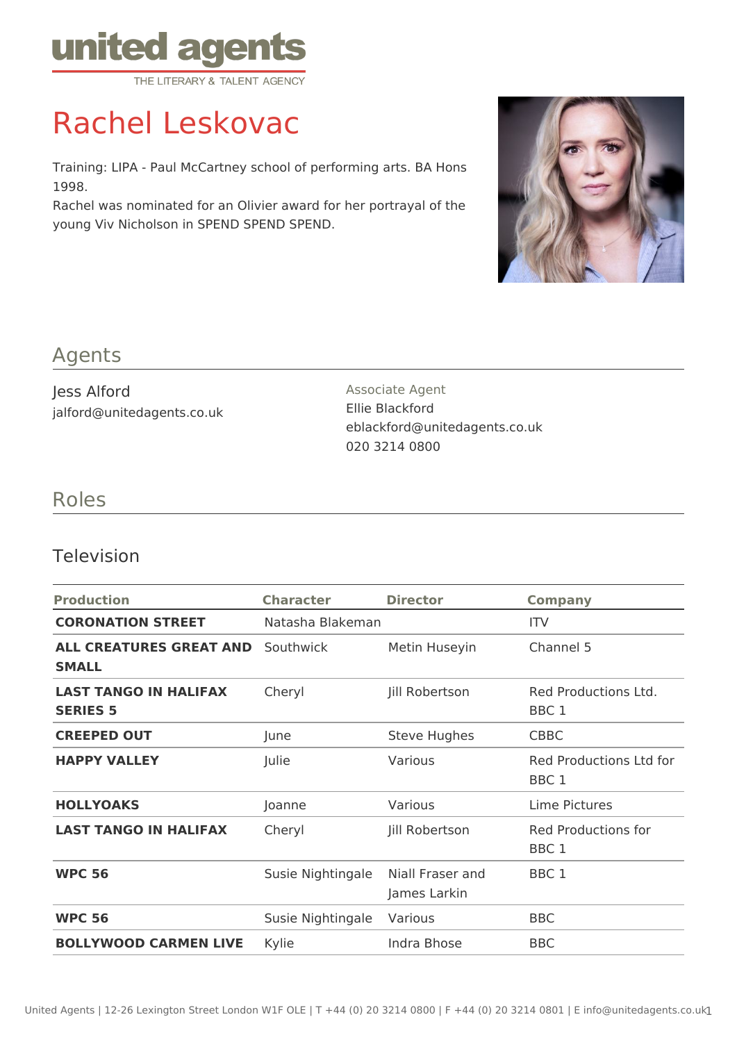# Rachel Leskovac

Training: LIPA - Paul McCartney school of performing arts. BA Hons 1998.
Rachel was nominated for an Olivier award for her portrayal of the young Viv Nicholson in SPEND SPEND SPEND.

## Agents

Jess Alford
jalford@unitedagents.co.uk

Associate Agent
Ellie Blackford
eblackford@unitedagents.co.uk
020 3214 0800

## Roles

### Television

| Production | Character | Director | Company |
|---|---|---|---|
| **CORONATION STREET** | Natasha Blakeman | | ITV |
| **ALL CREATURES GREAT AND SMALL** | Southwick | Metin Huseyin | Channel 5 |
| **LAST TANGO IN HALIFAX SERIES 5** | Cheryl | Jill Robertson | Red Productions Ltd. BBC 1 |
| **CREEPED OUT** | June | Steve Hughes | CBBC |
| **HAPPY VALLEY** | Julie | Various | Red Productions Ltd for BBC 1 |
| **HOLLYOAKS** | Joanne | Various | Lime Pictures |
| **LAST TANGO IN HALIFAX** | Cheryl | Jill Robertson | Red Productions for BBC 1 |
| **WPC 56** | Susie Nightingale | Niall Fraser and James Larkin | BBC 1 |
| **WPC 56** | Susie Nightingale | Various | BBC |
| **BOLLYWOOD CARMEN LIVE** | Kylie | Indra Bhose | BBC |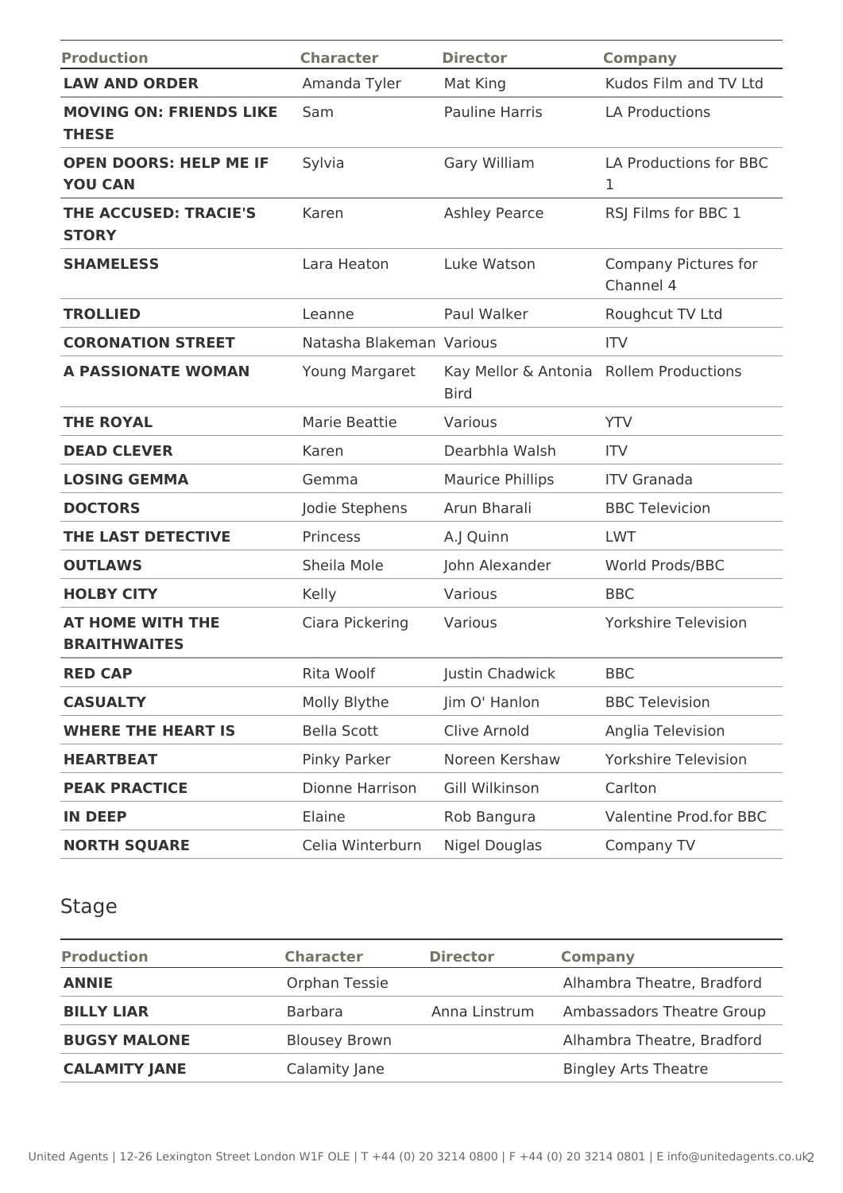| Production | Character | Director | Company |
| --- | --- | --- | --- |
| **LAW AND ORDER** | Amanda Tyler | Mat King | Kudos Film and TV Ltd |
| **MOVING ON: FRIENDS LIKE THESE** | Sam | Pauline Harris | LA Productions |
| **OPEN DOORS: HELP ME IF YOU CAN** | Sylvia | Gary William | LA Productions for BBC 1 |
| **THE ACCUSED: TRACIE'S STORY** | Karen | Ashley Pearce | RSJ Films for BBC 1 |
| **SHAMELESS** | Lara Heaton | Luke Watson | Company Pictures for Channel 4 |
| **TROLLIED** | Leanne | Paul Walker | Roughcut TV Ltd |
| **CORONATION STREET** | Natasha Blakeman | Various | ITV |
| **A PASSIONATE WOMAN** | Young Margaret | Kay Mellor & Antonia Bird | Rollem Productions |
| **THE ROYAL** | Marie Beattie | Various | YTV |
| **DEAD CLEVER** | Karen | Dearbhla Walsh | ITV |
| **LOSING GEMMA** | Gemma | Maurice Phillips | ITV Granada |
| **DOCTORS** | Jodie Stephens | Arun Bharali | BBC Televicion |
| **THE LAST DETECTIVE** | Princess | A.J Quinn | LWT |
| **OUTLAWS** | Sheila Mole | John Alexander | World Prods/BBC |
| **HOLBY CITY** | Kelly | Various | BBC |
| **AT HOME WITH THE BRAITHWAITES** | Ciara Pickering | Various | Yorkshire Television |
| **RED CAP** | Rita Woolf | Justin Chadwick | BBC |
| **CASUALTY** | Molly Blythe | Jim O' Hanlon | BBC Television |
| **WHERE THE HEART IS** | Bella Scott | Clive Arnold | Anglia Television |
| **HEARTBEAT** | Pinky Parker | Noreen Kershaw | Yorkshire Television |
| **PEAK PRACTICE** | Dionne Harrison | Gill Wilkinson | Carlton |
| **IN DEEP** | Elaine | Rob Bangura | Valentine Prod.for BBC |
| **NORTH SQUARE** | Celia Winterburn | Nigel Douglas | Company TV |

## Stage

| Production | Character | Director | Company |
| --- | --- | --- | --- |
| **ANNIE** | Orphan Tessie | | Alhambra Theatre, Bradford |
| **BILLY LIAR** | Barbara | Anna Linstrum | Ambassadors Theatre Group |
| **BUGSY MALONE** | Blousey Brown | | Alhambra Theatre, Bradford |
| **CALAMITY JANE** | Calamity Jane | | Bingley Arts Theatre |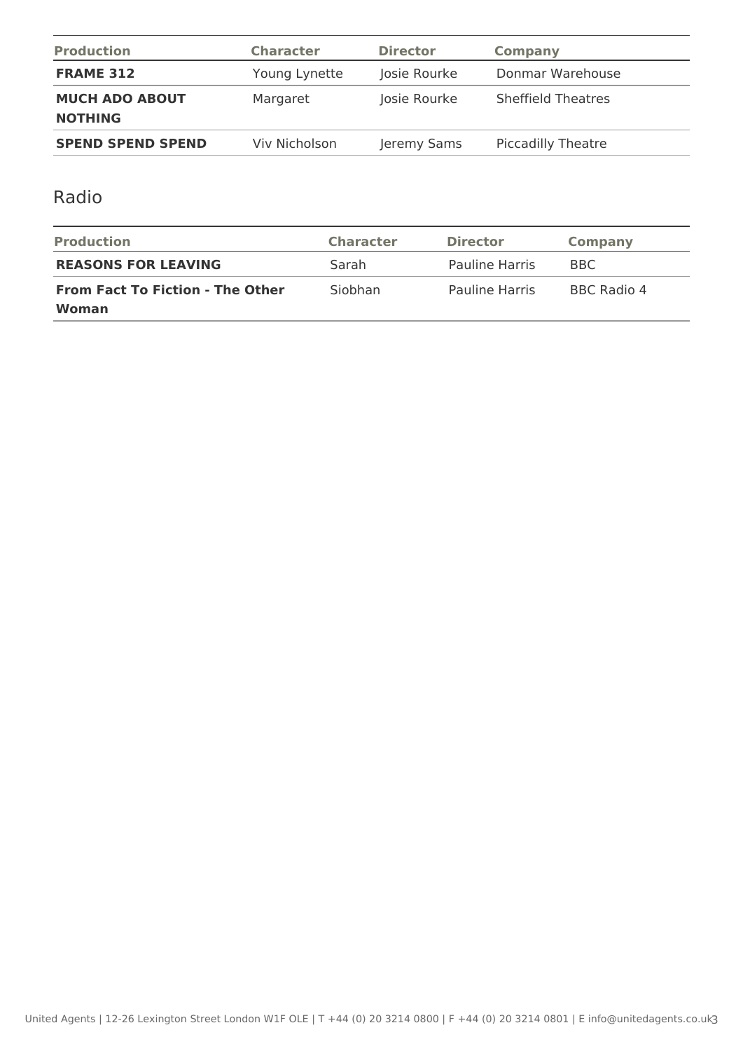| Production | Character | Director | Company |
|---|---|---|---|
| **FRAME 312** | Young Lynette | Josie Rourke | Donmar Warehouse |
| **MUCH ADO ABOUT NOTHING** | Margaret | Josie Rourke | Sheffield Theatres |
| **SPEND SPEND SPEND** | Viv Nicholson | Jeremy Sams | Piccadilly Theatre |

## Radio

| Production | Character | Director | Company |
|---|---|---|---|
| **REASONS FOR LEAVING** | Sarah | Pauline Harris | BBC |
| **From Fact To Fiction - The Other Woman** | Siobhan | Pauline Harris | BBC Radio 4 |